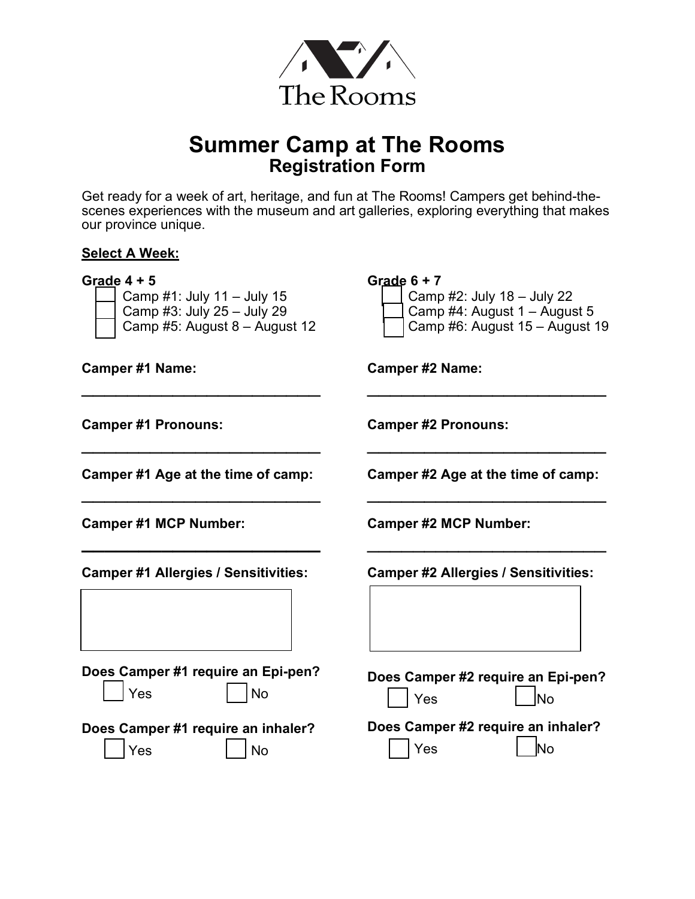The Rooms

# Summer Camp at The Rooms

## Registration Form

Get ready for a week of art, heritage, and fun at The Rooms! Campers get behind-the-scenes experiences with the museum and art galleries, exploring everything that makes our province unique.

**Select A Week:**

**Grade 4 + 5**

- ☐ Camp #1: July 11 – July 15
- ☐ Camp #3: July 25 – July 29
- ☐ Camp #5: August 8 – August 12

**Grade 6 + 7**

- ☐ Camp #2: July 18 – July 22
- ☐ Camp #4: August 1 – August 5
- ☐ Camp #6: August 15 – August 19

**Camper #1 Name:**

______________________________

**Camper #1 Pronouns:**

______________________________

**Camper #1 Age at the time of camp:**

______________________________

**Camper #1 MCP Number:**

______________________________

**Camper #1 Allergies / Sensitivities:**

&nbsp;

**Does Camper #1 require an Epi-pen?**

☐ Yes ☐ No

**Does Camper #1 require an inhaler?**

☐ Yes ☐ No

**Camper #2 Name:**

______________________________

**Camper #2 Pronouns:**

______________________________

**Camper #2 Age at the time of camp:**

______________________________

**Camper #2 MCP Number:**

______________________________

**Camper #2 Allergies / Sensitivities:**

&nbsp;

**Does Camper #2 require an Epi-pen?**

☐ Yes ☐ No

**Does Camper #2 require an inhaler?**

☐ Yes ☐ No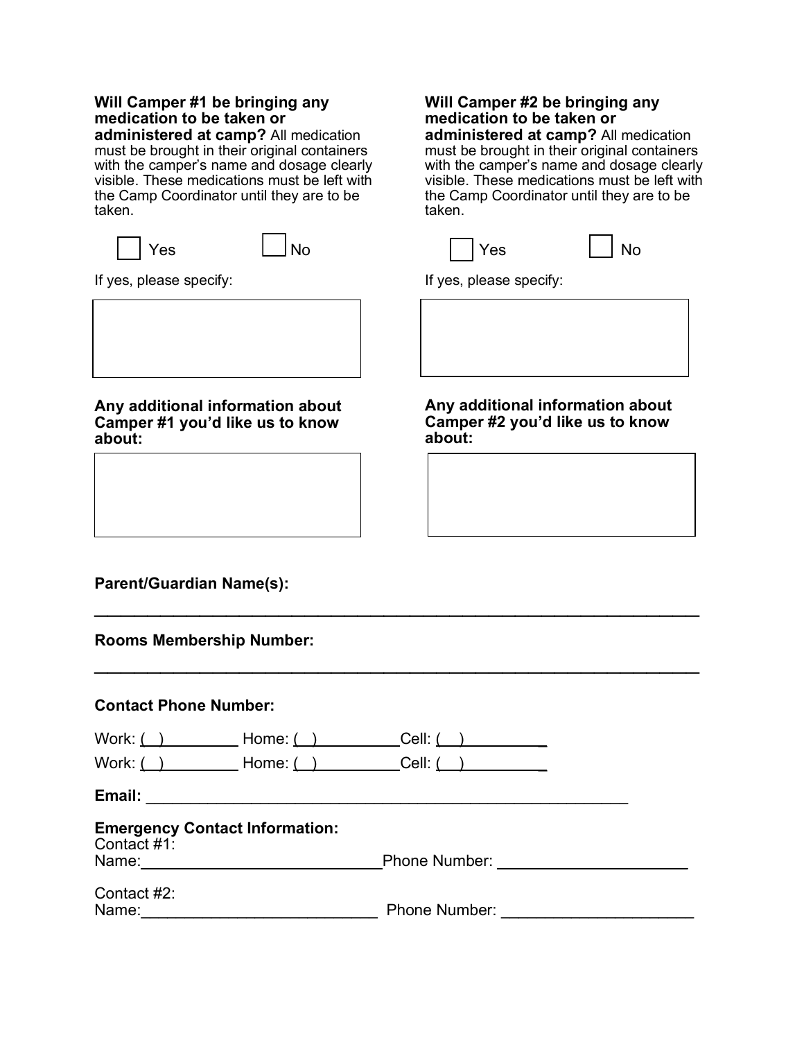**Will Camper #1 be bringing any medication to be taken or administered at camp?** All medication must be brought in their original containers with the camper's name and dosage clearly visible. These medications must be left with the Camp Coordinator until they are to be taken.

☐ Yes ☐ No

If yes, please specify:

**Any additional information about Camper #1 you'd like us to know about:**

**Will Camper #2 be bringing any medication to be taken or administered at camp?** All medication must be brought in their original containers with the camper's name and dosage clearly visible. These medications must be left with the Camp Coordinator until they are to be taken.

☐ Yes ☐ No

If yes, please specify:

**Any additional information about Camper #2 you'd like us to know about:**

**Parent/Guardian Name(s):**

_______________________________________________________________

**Rooms Membership Number:**

_______________________________________________________________

**Contact Phone Number:**

Work: ( ) __________ Home: ( ) __________ Cell: ( ) __________

Work: ( ) __________ Home: ( ) __________ Cell: ( ) __________

**Email:** ______________________________________________________

**Emergency Contact Information:**

Contact #1:
Name: ____________________________ Phone Number: ______________________

Contact #2:
Name: ____________________________ Phone Number: ______________________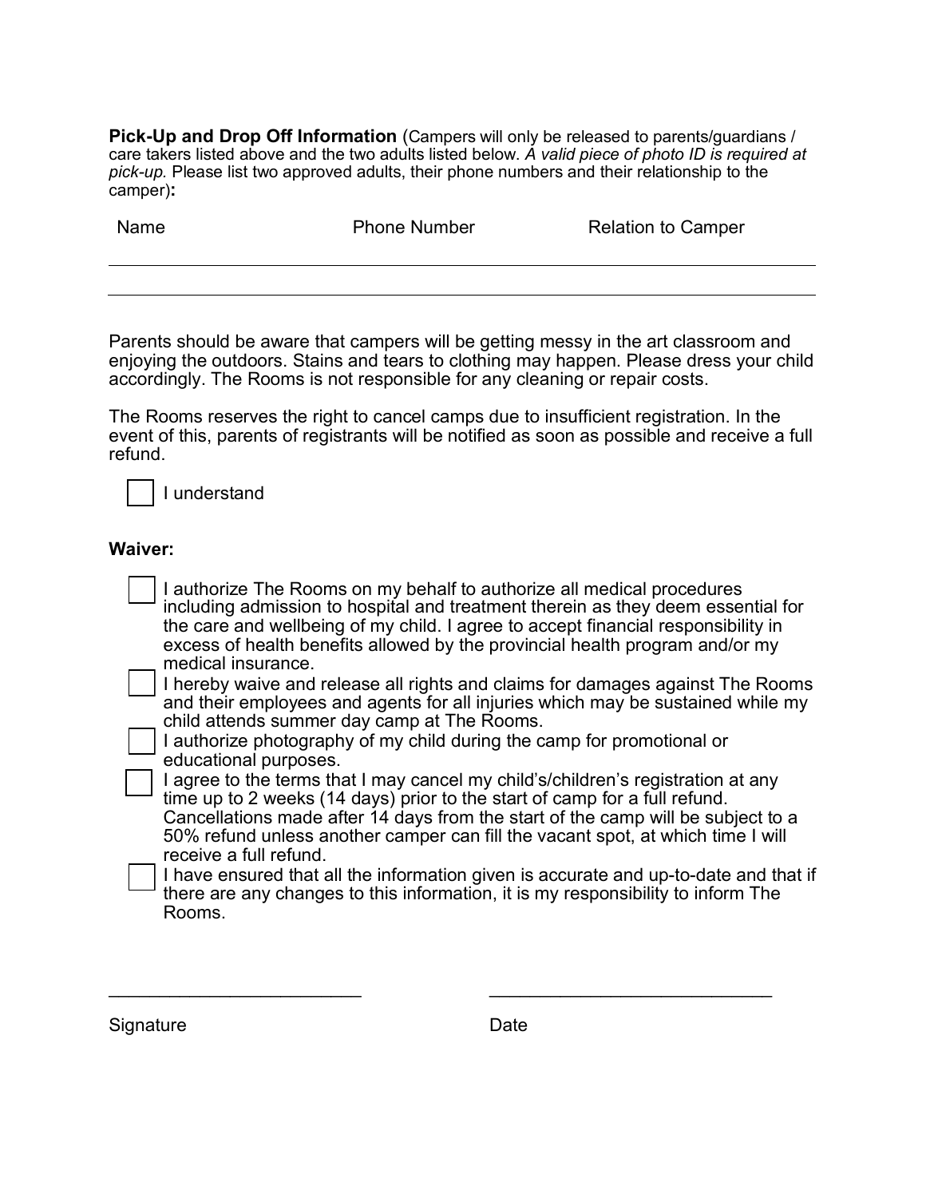**Pick-Up and Drop Off Information** (Campers will only be released to parents/guardians / care takers listed above and the two adults listed below. *A valid piece of photo ID is required at pick-up.* Please list two approved adults, their phone numbers and their relationship to the camper)**:**

| Name | Phone Number | Relation to Camper |
|---|---|---|
| | | |
| | | |

Parents should be aware that campers will be getting messy in the art classroom and enjoying the outdoors. Stains and tears to clothing may happen. Please dress your child accordingly. The Rooms is not responsible for any cleaning or repair costs.

The Rooms reserves the right to cancel camps due to insufficient registration. In the event of this, parents of registrants will be notified as soon as possible and receive a full refund.

☐ I understand

**Waiver:**

☐ I authorize The Rooms on my behalf to authorize all medical procedures including admission to hospital and treatment therein as they deem essential for the care and wellbeing of my child. I agree to accept financial responsibility in excess of health benefits allowed by the provincial health program and/or my medical insurance.

☐ I hereby waive and release all rights and claims for damages against The Rooms and their employees and agents for all injuries which may be sustained while my child attends summer day camp at The Rooms.

☐ I authorize photography of my child during the camp for promotional or educational purposes.

☐ I agree to the terms that I may cancel my child's/children's registration at any time up to 2 weeks (14 days) prior to the start of camp for a full refund. Cancellations made after 14 days from the start of the camp will be subject to a 50% refund unless another camper can fill the vacant spot, at which time I will receive a full refund.

☐ I have ensured that all the information given is accurate and up-to-date and that if there are any changes to this information, it is my responsibility to inform The Rooms.

\_\_\_\_\_\_\_\_\_\_\_\_\_\_\_\_\_\_\_\_\_\_\_\_\_\_ \_\_\_\_\_\_\_\_\_\_\_\_\_\_\_\_\_\_\_\_\_\_\_\_\_\_\_\_\_

Signature Date